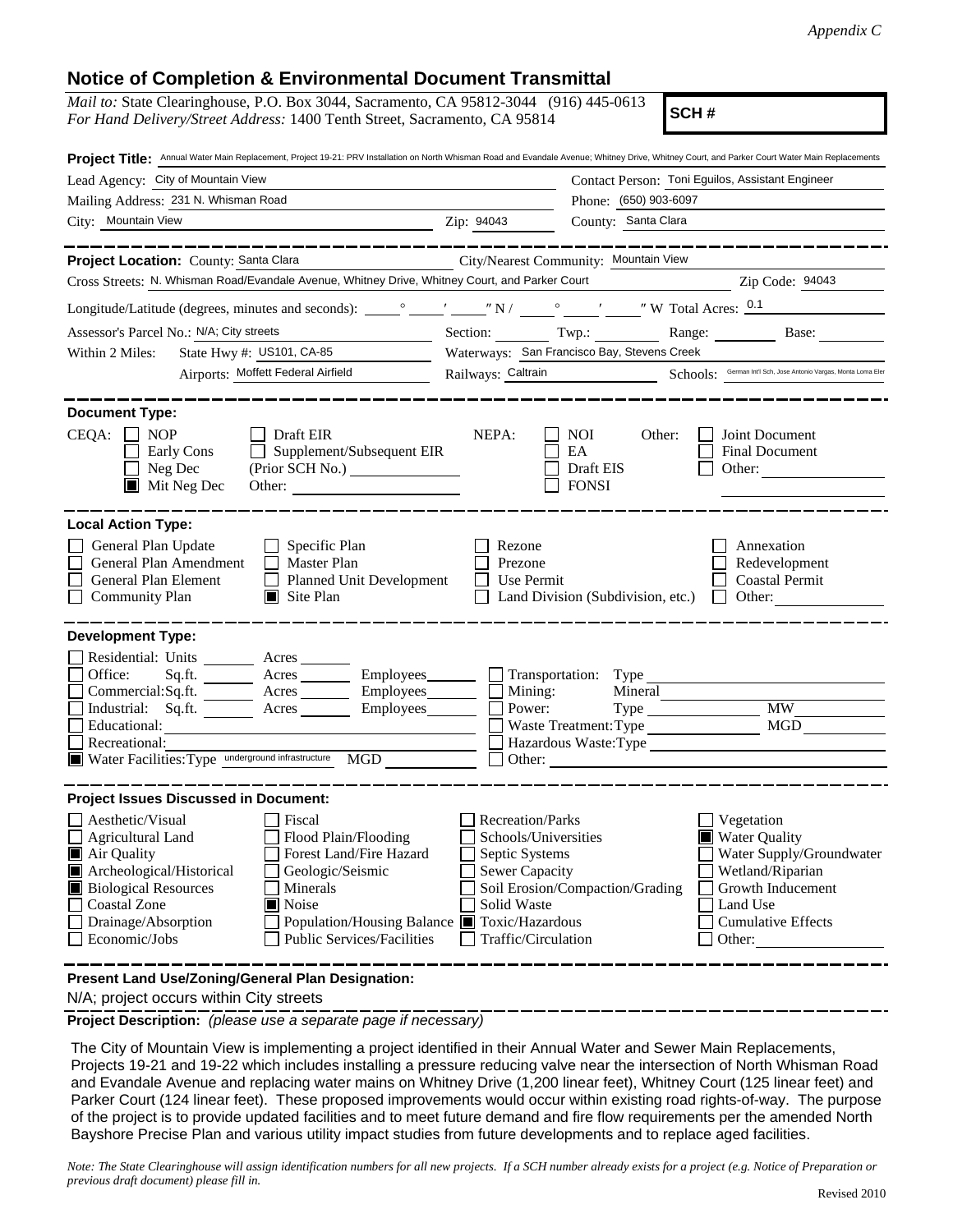*Appendix C*

## Notice of Completion & Environmental Document Transmittal

*Mail to:* State Clearinghouse, P.O. Box 3044, Sacramento, CA 95812-3044 (916) 445-0613
*For Hand Delivery/Street Address:* 1400 Tenth Street, Sacramento, CA 95814

**SCH #**

**Project Title:** Annual Water Main Replacement, Project 19-21: PRV Installation on North Whisman Road and Evandale Avenue; Whitney Drive, Whitney Court, and Parker Court Water Main Replacements

Lead Agency: City of Mountain View
Contact Person: Toni Eguilos, Assistant Engineer
Mailing Address: 231 N. Whisman Road
Phone: (650) 903-6097
City: Mountain View
Zip: 94043
County: Santa Clara

---

**Project Location:** County: Santa Clara
City/Nearest Community: Mountain View
Cross Streets: N. Whisman Road/Evandale Avenue, Whitney Drive, Whitney Court, and Parker Court
Zip Code: 94043
Longitude/Latitude (degrees, minutes and seconds): ___° ___′ ___″ N / ___° ___′ ___″ W Total Acres: 0.1
Assessor's Parcel No.: N/A; City streets
Section: ___ Twp.: ___ Range: ___ Base: ___
Within 2 Miles: State Hwy #: US101, CA-85
Waterways: San Francisco Bay, Stevens Creek
Airports: Moffett Federal Airfield
Railways: Caltrain
Schools: German Int'l Sch, Jose Antonio Vargas, Monta Loma Elem

---

**Document Type:**

CEQA:
- [ ] NOP
- [ ] Early Cons
- [ ] Neg Dec
- [x] Mit Neg Dec
- [ ] Draft EIR
- [ ] Supplement/Subsequent EIR (Prior SCH No.) ___
- Other: ___

NEPA:
- [ ] NOI
- [ ] EA
- [ ] Draft EIS
- [ ] FONSI

Other:
- [ ] Joint Document
- [ ] Final Document
- [ ] Other: ___

---

**Local Action Type:**

- [ ] General Plan Update
- [ ] General Plan Amendment
- [ ] General Plan Element
- [ ] Community Plan
- [ ] Specific Plan
- [ ] Master Plan
- [ ] Planned Unit Development
- [x] Site Plan
- [ ] Rezone
- [ ] Prezone
- [ ] Use Permit
- [ ] Land Division (Subdivision, etc.)
- [ ] Annexation
- [ ] Redevelopment
- [ ] Coastal Permit
- [ ] Other: ___

---

**Development Type:**

- [ ] Residential: Units ___ Acres ___
- [ ] Office: Sq.ft. ___ Acres ___ Employees ___
- [ ] Commercial: Sq.ft. ___ Acres ___ Employees ___
- [ ] Industrial: Sq.ft. ___ Acres ___ Employees ___
- [ ] Educational: ___
- [ ] Recreational: ___
- [x] Water Facilities: Type underground infrastructure MGD ___
- [ ] Transportation: Type ___
- [ ] Mining: Mineral ___
- [ ] Power: Type ___ MW ___
- [ ] Waste Treatment: Type ___ MGD ___
- [ ] Hazardous Waste: Type ___
- [ ] Other: ___

---

**Project Issues Discussed in Document:**

- [ ] Aesthetic/Visual
- [ ] Agricultural Land
- [x] Air Quality
- [x] Archeological/Historical
- [x] Biological Resources
- [ ] Coastal Zone
- [ ] Drainage/Absorption
- [ ] Economic/Jobs
- [ ] Fiscal
- [ ] Flood Plain/Flooding
- [ ] Forest Land/Fire Hazard
- [ ] Geologic/Seismic
- [ ] Minerals
- [x] Noise
- [ ] Population/Housing Balance
- [ ] Public Services/Facilities
- [ ] Recreation/Parks
- [ ] Schools/Universities
- [ ] Septic Systems
- [ ] Sewer Capacity
- [ ] Soil Erosion/Compaction/Grading
- [ ] Solid Waste
- [x] Toxic/Hazardous
- [ ] Traffic/Circulation
- [ ] Vegetation
- [x] Water Quality
- [ ] Water Supply/Groundwater
- [ ] Wetland/Riparian
- [ ] Growth Inducement
- [ ] Land Use
- [ ] Cumulative Effects
- [ ] Other: ___

---

**Present Land Use/Zoning/General Plan Designation:**

N/A; project occurs within City streets

**Project Description:** *(please use a separate page if necessary)*

The City of Mountain View is implementing a project identified in their Annual Water and Sewer Main Replacements, Projects 19-21 and 19-22 which includes installing a pressure reducing valve near the intersection of North Whisman Road and Evandale Avenue and replacing water mains on Whitney Drive (1,200 linear feet), Whitney Court (125 linear feet) and Parker Court (124 linear feet). These proposed improvements would occur within existing road rights-of-way. The purpose of the project is to provide updated facilities and to meet future demand and fire flow requirements per the amended North Bayshore Precise Plan and various utility impact studies from future developments and to replace aged facilities.

*Note: The State Clearinghouse will assign identification numbers for all new projects. If a SCH number already exists for a project (e.g. Notice of Preparation or previous draft document) please fill in.*

Revised 2010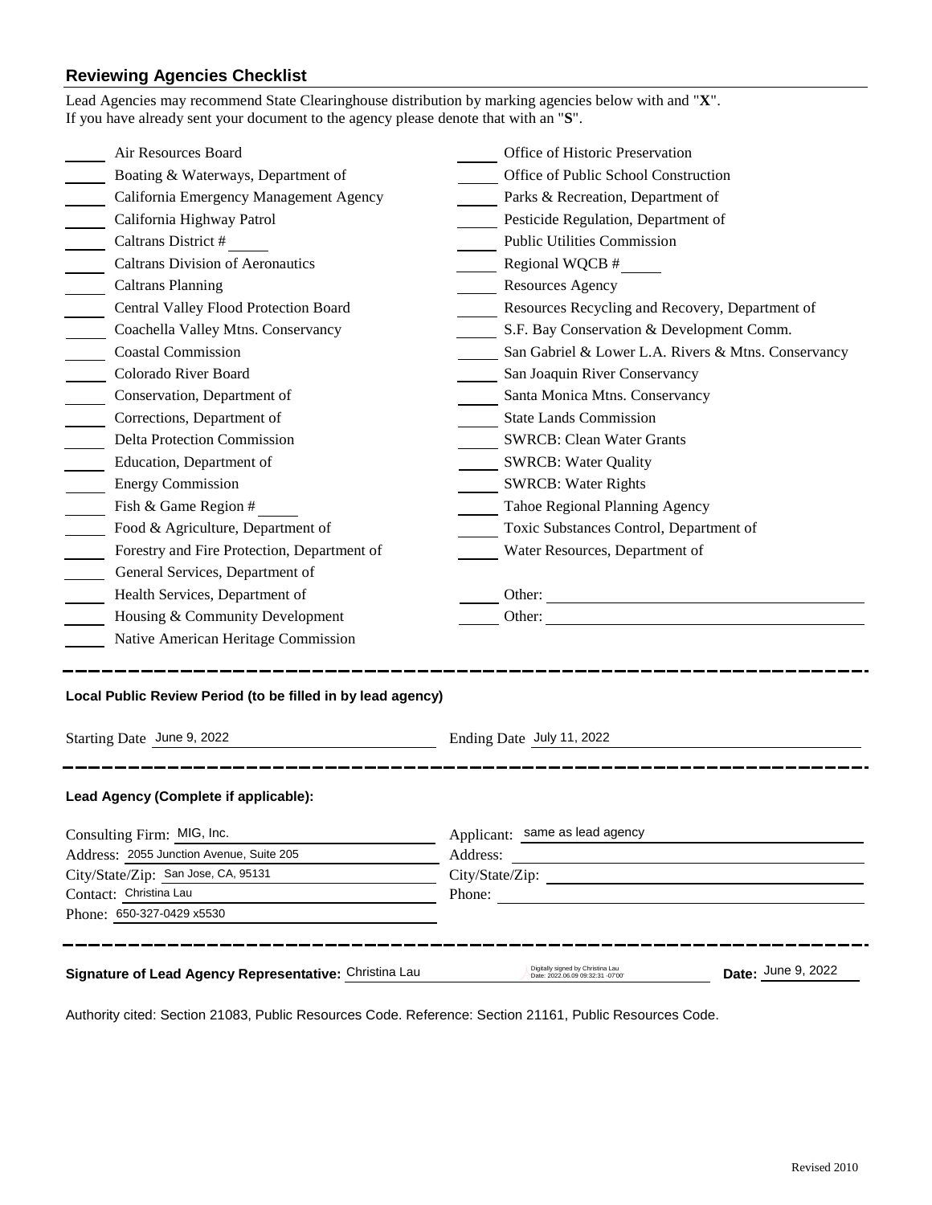## Reviewing Agencies Checklist

Lead Agencies may recommend State Clearinghouse distribution by marking agencies below with and "**X**".
If you have already sent your document to the agency please denote that with an "**S**".

| | | | |
|---|---|---|---|
| _____ | Air Resources Board | _____ | Office of Historic Preservation |
| _____ | Boating & Waterways, Department of | _____ | Office of Public School Construction |
| _____ | California Emergency Management Agency | _____ | Parks & Recreation, Department of |
| _____ | California Highway Patrol | _____ | Pesticide Regulation, Department of |
| _____ | Caltrans District # _____ | _____ | Public Utilities Commission |
| _____ | Caltrans Division of Aeronautics | _____ | Regional WQCB # _____ |
| _____ | Caltrans Planning | _____ | Resources Agency |
| _____ | Central Valley Flood Protection Board | _____ | Resources Recycling and Recovery, Department of |
| _____ | Coachella Valley Mtns. Conservancy | _____ | S.F. Bay Conservation & Development Comm. |
| _____ | Coastal Commission | _____ | San Gabriel & Lower L.A. Rivers & Mtns. Conservancy |
| _____ | Colorado River Board | _____ | San Joaquin River Conservancy |
| _____ | Conservation, Department of | _____ | Santa Monica Mtns. Conservancy |
| _____ | Corrections, Department of | _____ | State Lands Commission |
| _____ | Delta Protection Commission | _____ | SWRCB: Clean Water Grants |
| _____ | Education, Department of | _____ | SWRCB: Water Quality |
| _____ | Energy Commission | _____ | SWRCB: Water Rights |
| _____ | Fish & Game Region # _____ | _____ | Tahoe Regional Planning Agency |
| _____ | Food & Agriculture, Department of | _____ | Toxic Substances Control, Department of |
| _____ | Forestry and Fire Protection, Department of | _____ | Water Resources, Department of |
| _____ | General Services, Department of | | |
| _____ | Health Services, Department of | _____ | Other: _____ |
| _____ | Housing & Community Development | _____ | Other: _____ |
| _____ | Native American Heritage Commission | | |

---

**Local Public Review Period (to be filled in by lead agency)**

Starting Date June 9, 2022 Ending Date July 11, 2022

---

**Lead Agency (Complete if applicable):**

Consulting Firm: MIG, Inc.
Address: 2055 Junction Avenue, Suite 205
City/State/Zip: San Jose, CA, 95131
Contact: Christina Lau
Phone: 650-327-0429 x5530

Applicant: same as lead agency
Address:
City/State/Zip:
Phone:

---

**Signature of Lead Agency Representative:** Christina Lau Digitally signed by Christina Lau Date: 2022.06.09 09:32:31 -07'00' **Date:** June 9, 2022

Authority cited: Section 21083, Public Resources Code. Reference: Section 21161, Public Resources Code.

Revised 2010